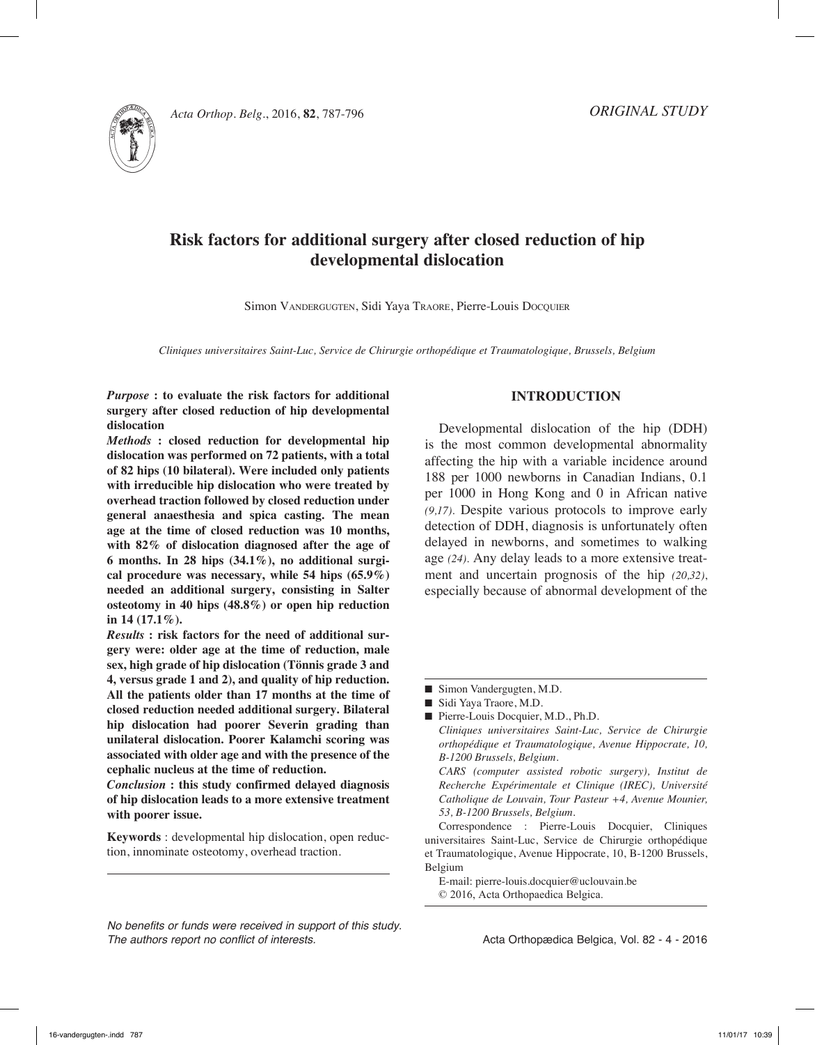*ORIGINAL STUDY*

# Risk factors for additional surgery after closed reduction of hip developmental dislocation

Simon Vandergugten, Sidi Yaya Traore, Pierre-Louis Docquier

*Cliniques universitaires Saint-Luc, Service de Chirurgie orthopédique et Traumatologique, Brussels, Belgium*

***Purpose*** **: to evaluate the risk factors for additional surgery after closed reduction of hip developmental dislocation**

***Methods*** **: closed reduction for developmental hip dislocation was performed on 72 patients, with a total of 82 hips (10 bilateral). Were included only patients with irreducible hip dislocation who were treated by overhead traction followed by closed reduction under general anaesthesia and spica casting. The mean age at the time of closed reduction was 10 months, with 82% of dislocation diagnosed after the age of 6 months. In 28 hips (34.1%), no additional surgical procedure was necessary, while 54 hips (65.9%) needed an additional surgery, consisting in Salter osteotomy in 40 hips (48.8%) or open hip reduction in 14 (17.1%).**

***Results*** **: risk factors for the need of additional surgery were: older age at the time of reduction, male sex, high grade of hip dislocation (Tönnis grade 3 and 4, versus grade 1 and 2), and quality of hip reduction. All the patients older than 17 months at the time of closed reduction needed additional surgery. Bilateral hip dislocation had poorer Severin grading than unilateral dislocation. Poorer Kalamchi scoring was associated with older age and with the presence of the cephalic nucleus at the time of reduction.**

***Conclusion*** **: this study confirmed delayed diagnosis of hip dislocation leads to a more extensive treatment with poorer issue.**

**Keywords** : developmental hip dislocation, open reduction, innominate osteotomy, overhead traction.

*No benefits or funds were received in support of this study. The authors report no conflict of interests.*

## INTRODUCTION

Developmental dislocation of the hip (DDH) is the most common developmental abnormality affecting the hip with a variable incidence around 188 per 1000 newborns in Canadian Indians, 0.1 per 1000 in Hong Kong and 0 in African native *(9,17)*. Despite various protocols to improve early detection of DDH, diagnosis is unfortunately often delayed in newborns, and sometimes to walking age *(24)*. Any delay leads to a more extensive treatment and uncertain prognosis of the hip *(20,32)*, especially because of abnormal development of the

- Simon Vandergugten, M.D.
- Sidi Yaya Traore, M.D.
- Pierre-Louis Docquier, M.D., Ph.D.

*Cliniques universitaires Saint-Luc, Service de Chirurgie orthopédique et Traumatologique, Avenue Hippocrate, 10, B-1200 Brussels, Belgium.*

*CARS (computer assisted robotic surgery), Institut de Recherche Expérimentale et Clinique (IREC), Université Catholique de Louvain, Tour Pasteur +4, Avenue Mounier, 53, B-1200 Brussels, Belgium.*

Correspondence : Pierre-Louis Docquier, Cliniques universitaires Saint-Luc, Service de Chirurgie orthopédique et Traumatologique, Avenue Hippocrate, 10, B-1200 Brussels, Belgium

E-mail: pierre-louis.docquier@uclouvain.be

© 2016, Acta Orthopaedica Belgica.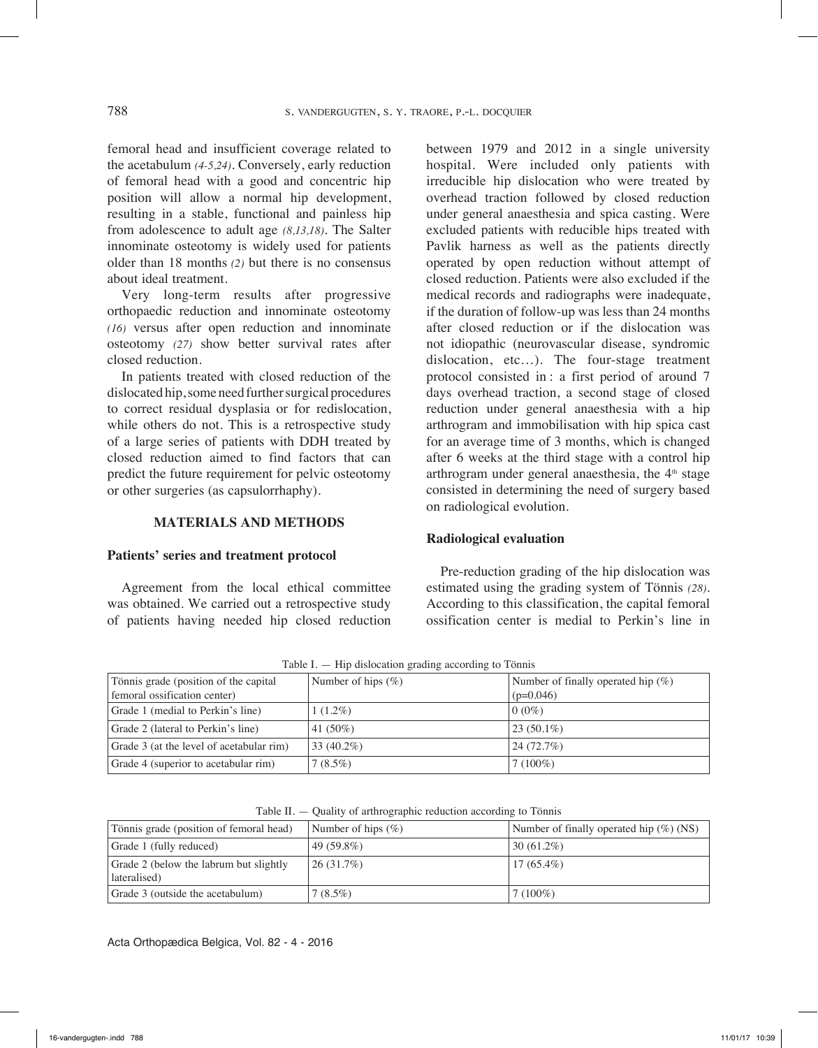femoral head and insufficient coverage related to the acetabulum *(4-5,24)*. Conversely, early reduction of femoral head with a good and concentric hip position will allow a normal hip development, resulting in a stable, functional and painless hip from adolescence to adult age *(8,13,18)*. The Salter innominate osteotomy is widely used for patients older than 18 months *(2)* but there is no consensus about ideal treatment.

Very long-term results after progressive orthopaedic reduction and innominate osteotomy *(16)* versus after open reduction and innominate osteotomy *(27)* show better survival rates after closed reduction.

In patients treated with closed reduction of the dislocated hip, some need further surgical procedures to correct residual dysplasia or for redislocation, while others do not. This is a retrospective study of a large series of patients with DDH treated by closed reduction aimed to find factors that can predict the future requirement for pelvic osteotomy or other surgeries (as capsulorrhaphy).

## MATERIALS AND METHODS

### Patients' series and treatment protocol

Agreement from the local ethical committee was obtained. We carried out a retrospective study of patients having needed hip closed reduction between 1979 and 2012 in a single university hospital. Were included only patients with irreducible hip dislocation who were treated by overhead traction followed by closed reduction under general anaesthesia and spica casting. Were excluded patients with reducible hips treated with Pavlik harness as well as the patients directly operated by open reduction without attempt of closed reduction. Patients were also excluded if the medical records and radiographs were inadequate, if the duration of follow-up was less than 24 months after closed reduction or if the dislocation was not idiopathic (neurovascular disease, syndromic dislocation, etc…). The four-stage treatment protocol consisted in : a first period of around 7 days overhead traction, a second stage of closed reduction under general anaesthesia with a hip arthrogram and immobilisation with hip spica cast for an average time of 3 months, which is changed after 6 weeks at the third stage with a control hip arthrogram under general anaesthesia, the 4th stage consisted in determining the need of surgery based on radiological evolution.

### Radiological evaluation

Pre-reduction grading of the hip dislocation was estimated using the grading system of Tönnis *(28)*. According to this classification, the capital femoral ossification center is medial to Perkin's line in

Table I. — Hip dislocation grading according to Tönnis

| Tönnis grade (position of the capital femoral ossification center) | Number of hips (%) | Number of finally operated hip (%) (p=0.046) |
|---|---|---|
| Grade 1 (medial to Perkin's line) | 1 (1.2%) | 0 (0%) |
| Grade 2 (lateral to Perkin's line) | 41 (50%) | 23 (50.1%) |
| Grade 3 (at the level of acetabular rim) | 33 (40.2%) | 24 (72.7%) |
| Grade 4 (superior to acetabular rim) | 7 (8.5%) | 7 (100%) |

Table II. — Quality of arthrographic reduction according to Tönnis

| Tönnis grade (position of femoral head) | Number of hips (%) | Number of finally operated hip (%) (NS) |
|---|---|---|
| Grade 1 (fully reduced) | 49 (59.8%) | 30 (61.2%) |
| Grade 2 (below the labrum but slightly lateralised) | 26 (31.7%) | 17 (65.4%) |
| Grade 3 (outside the acetabulum) | 7 (8.5%) | 7 (100%) |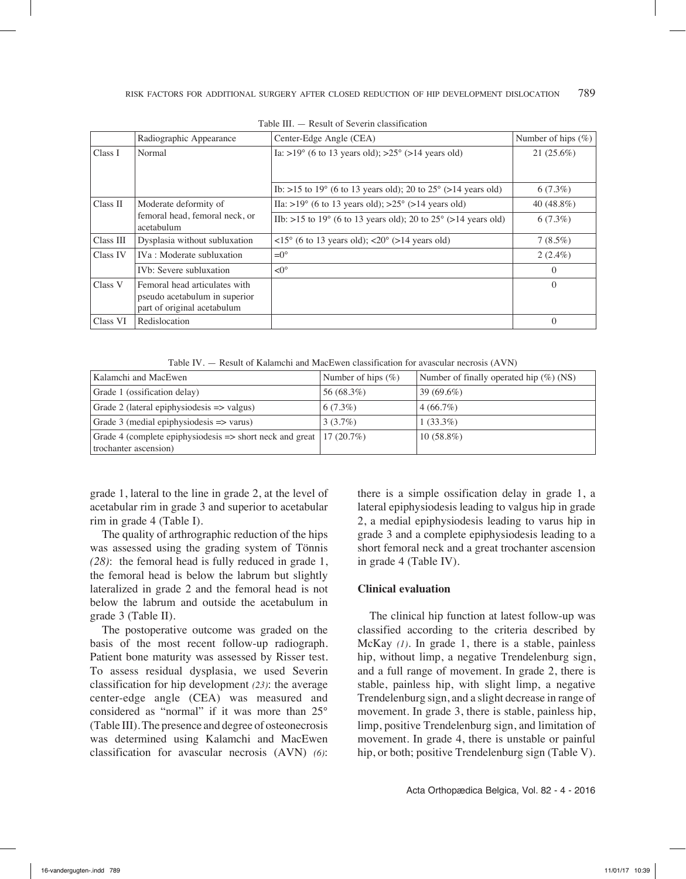Table III. — Result of Severin classification

| | Radiographic Appearance | Center-Edge Angle (CEA) | Number of hips (%) |
|---|---|---|---|
| Class I | Normal | Ia: >19° (6 to 13 years old); >25° (>14 years old) | 21 (25.6%) |
| | | Ib: >15 to 19° (6 to 13 years old); 20 to 25° (>14 years old) | 6 (7.3%) |
| Class II | Moderate deformity of femoral head, femoral neck, or acetabulum | IIa: >19° (6 to 13 years old); >25° (>14 years old) | 40 (48.8%) |
| | | IIb: >15 to 19° (6 to 13 years old); 20 to 25° (>14 years old) | 6 (7.3%) |
| Class III | Dysplasia without subluxation | <15° (6 to 13 years old); <20° (>14 years old) | 7 (8.5%) |
| Class IV | IVa : Moderate subluxation | =0° | 2 (2.4%) |
| | IVb: Severe subluxation | <0° | 0 |
| Class V | Femoral head articulates with pseudo acetabulum in superior part of original acetabulum | | 0 |
| Class VI | Redislocation | | 0 |

Table IV. — Result of Kalamchi and MacEwen classification for avascular necrosis (AVN)

| Kalamchi and MacEwen | Number of hips (%) | Number of finally operated hip (%) (NS) |
|---|---|---|
| Grade 1 (ossification delay) | 56 (68.3%) | 39 (69.6%) |
| Grade 2 (lateral epiphysiodesis => valgus) | 6 (7.3%) | 4 (66.7%) |
| Grade 3 (medial epiphysiodesis => varus) | 3 (3.7%) | 1 (33.3%) |
| Grade 4 (complete epiphysiodesis => short neck and great trochanter ascension) | 17 (20.7%) | 10 (58.8%) |

grade 1, lateral to the line in grade 2, at the level of acetabular rim in grade 3 and superior to acetabular rim in grade 4 (Table I).

The quality of arthrographic reduction of the hips was assessed using the grading system of Tönnis *(28)*: the femoral head is fully reduced in grade 1, the femoral head is below the labrum but slightly lateralized in grade 2 and the femoral head is not below the labrum and outside the acetabulum in grade 3 (Table II).

The postoperative outcome was graded on the basis of the most recent follow-up radiograph. Patient bone maturity was assessed by Risser test. To assess residual dysplasia, we used Severin classification for hip development *(23)*: the average center-edge angle (CEA) was measured and considered as "normal" if it was more than 25° (Table III). The presence and degree of osteonecrosis was determined using Kalamchi and MacEwen classification for avascular necrosis (AVN) *(6)*: there is a simple ossification delay in grade 1, a lateral epiphysiodesis leading to valgus hip in grade 2, a medial epiphysiodesis leading to varus hip in grade 3 and a complete epiphysiodesis leading to a short femoral neck and a great trochanter ascension in grade 4 (Table IV).

### Clinical evaluation

The clinical hip function at latest follow-up was classified according to the criteria described by McKay *(1)*. In grade 1, there is a stable, painless hip, without limp, a negative Trendelenburg sign, and a full range of movement. In grade 2, there is stable, painless hip, with slight limp, a negative Trendelenburg sign, and a slight decrease in range of movement. In grade 3, there is stable, painless hip, limp, positive Trendelenburg sign, and limitation of movement. In grade 4, there is unstable or painful hip, or both; positive Trendelenburg sign (Table V).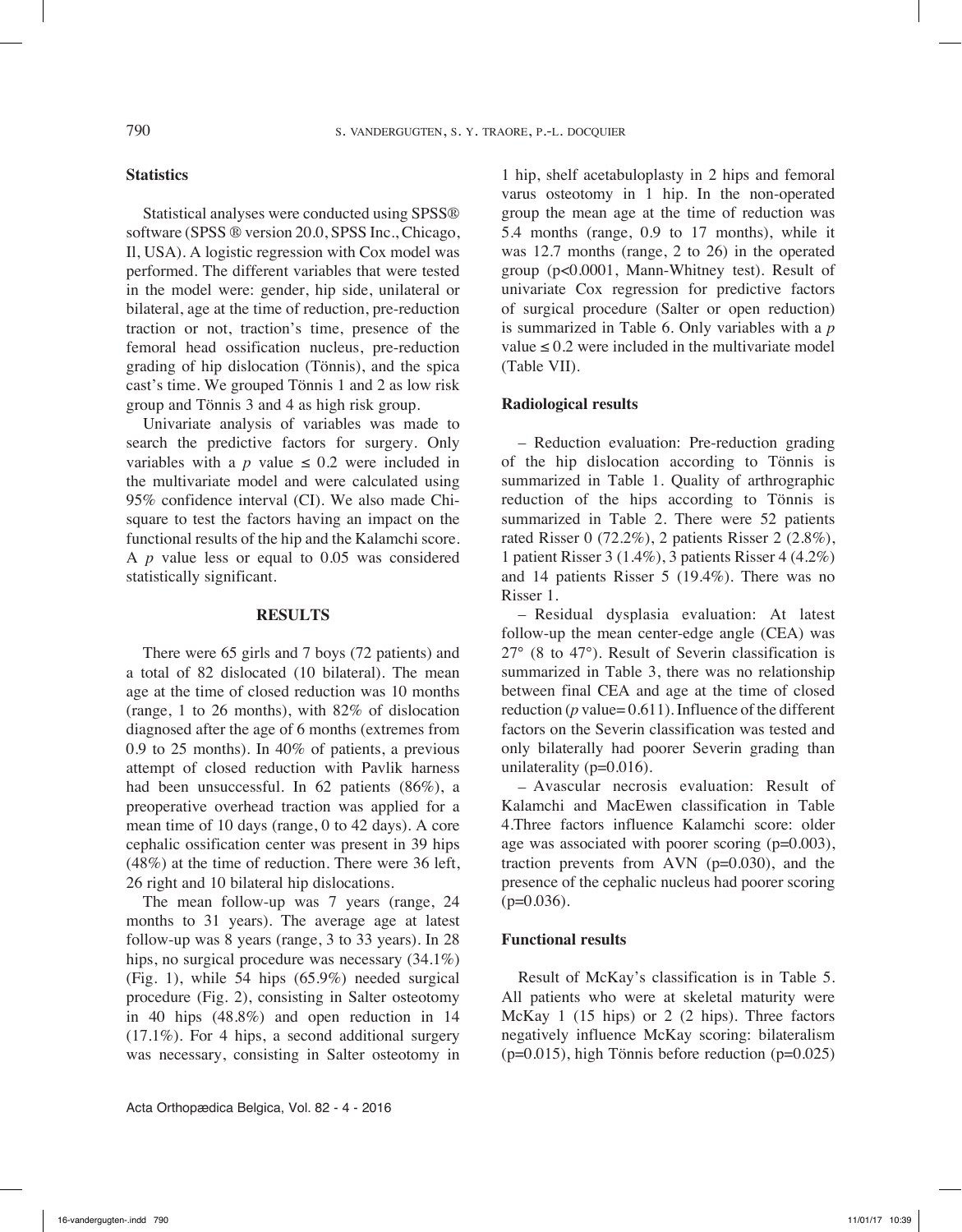### Statistics

Statistical analyses were conducted using SPSS® software (SPSS ® version 20.0, SPSS Inc., Chicago, Il, USA). A logistic regression with Cox model was performed. The different variables that were tested in the model were: gender, hip side, unilateral or bilateral, age at the time of reduction, pre-reduction traction or not, traction's time, presence of the femoral head ossification nucleus, pre-reduction grading of hip dislocation (Tönnis), and the spica cast's time. We grouped Tönnis 1 and 2 as low risk group and Tönnis 3 and 4 as high risk group.

Univariate analysis of variables was made to search the predictive factors for surgery. Only variables with a *p* value $\leq 0.2$ were included in the multivariate model and were calculated using 95% confidence interval (CI). We also made Chi-square to test the factors having an impact on the functional results of the hip and the Kalamchi score. A *p* value less or equal to 0.05 was considered statistically significant.

## RESULTS

There were 65 girls and 7 boys (72 patients) and a total of 82 dislocated (10 bilateral). The mean age at the time of closed reduction was 10 months (range, 1 to 26 months), with 82% of dislocation diagnosed after the age of 6 months (extremes from 0.9 to 25 months). In 40% of patients, a previous attempt of closed reduction with Pavlik harness had been unsuccessful. In 62 patients (86%), a preoperative overhead traction was applied for a mean time of 10 days (range, 0 to 42 days). A core cephalic ossification center was present in 39 hips (48%) at the time of reduction. There were 36 left, 26 right and 10 bilateral hip dislocations.

The mean follow-up was 7 years (range, 24 months to 31 years). The average age at latest follow-up was 8 years (range, 3 to 33 years). In 28 hips, no surgical procedure was necessary (34.1%) (Fig. 1), while 54 hips (65.9%) needed surgical procedure (Fig. 2), consisting in Salter osteotomy in 40 hips (48.8%) and open reduction in 14 (17.1%). For 4 hips, a second additional surgery was necessary, consisting in Salter osteotomy in 1 hip, shelf acetabuloplasty in 2 hips and femoral varus osteotomy in 1 hip. In the non-operated group the mean age at the time of reduction was 5.4 months (range, 0.9 to 17 months), while it was 12.7 months (range, 2 to 26) in the operated group ($p<0.0001$, Mann-Whitney test). Result of univariate Cox regression for predictive factors of surgical procedure (Salter or open reduction) is summarized in Table 6. Only variables with a *p* value $\leq 0.2$ were included in the multivariate model (Table VII).

### Radiological results

– Reduction evaluation: Pre-reduction grading of the hip dislocation according to Tönnis is summarized in Table 1. Quality of arthrographic reduction of the hips according to Tönnis is summarized in Table 2. There were 52 patients rated Risser 0 (72.2%), 2 patients Risser 2 (2.8%), 1 patient Risser 3 (1.4%), 3 patients Risser 4 (4.2%) and 14 patients Risser 5 (19.4%). There was no Risser 1.

– Residual dysplasia evaluation: At latest follow-up the mean center-edge angle (CEA) was 27° (8 to 47°). Result of Severin classification is summarized in Table 3, there was no relationship between final CEA and age at the time of closed reduction (*p* value= 0.611). Influence of the different factors on the Severin classification was tested and only bilaterally had poorer Severin grading than unilaterality ($p=0.016$).

– Avascular necrosis evaluation: Result of Kalamchi and MacEwen classification in Table 4.Three factors influence Kalamchi score: older age was associated with poorer scoring ($p=0.003$), traction prevents from AVN ($p=0.030$), and the presence of the cephalic nucleus had poorer scoring ($p=0.036$).

### Functional results

Result of McKay's classification is in Table 5. All patients who were at skeletal maturity were McKay 1 (15 hips) or 2 (2 hips). Three factors negatively influence McKay scoring: bilateralism ($p=0.015$), high Tönnis before reduction ($p=0.025$)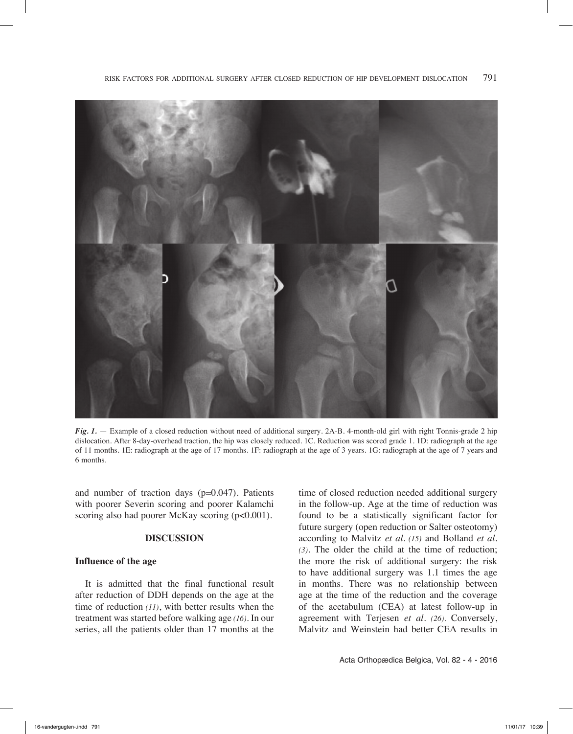*Fig. 1.* — Example of a closed reduction without need of additional surgery. 2A-B. 4-month-old girl with right Tonnis-grade 2 hip dislocation. After 8-day-overhead traction, the hip was closely reduced. 1C. Reduction was scored grade 1. 1D: radiograph at the age of 11 months. 1E: radiograph at the age of 17 months. 1F: radiograph at the age of 3 years. 1G: radiograph at the age of 7 years and 6 months.

and number of traction days (p=0.047). Patients with poorer Severin scoring and poorer Kalamchi scoring also had poorer McKay scoring (p<0.001).

## DISCUSSION

### Influence of the age

It is admitted that the final functional result after reduction of DDH depends on the age at the time of reduction *(11)*, with better results when the treatment was started before walking age *(16)*. In our series, all the patients older than 17 months at the time of closed reduction needed additional surgery in the follow-up. Age at the time of reduction was found to be a statistically significant factor for future surgery (open reduction or Salter osteotomy) according to Malvitz *et al. (15)* and Bolland *et al. (3)*. The older the child at the time of reduction; the more the risk of additional surgery: the risk to have additional surgery was 1.1 times the age in months. There was no relationship between age at the time of the reduction and the coverage of the acetabulum (CEA) at latest follow-up in agreement with Terjesen *et al. (26)*. Conversely, Malvitz and Weinstein had better CEA results in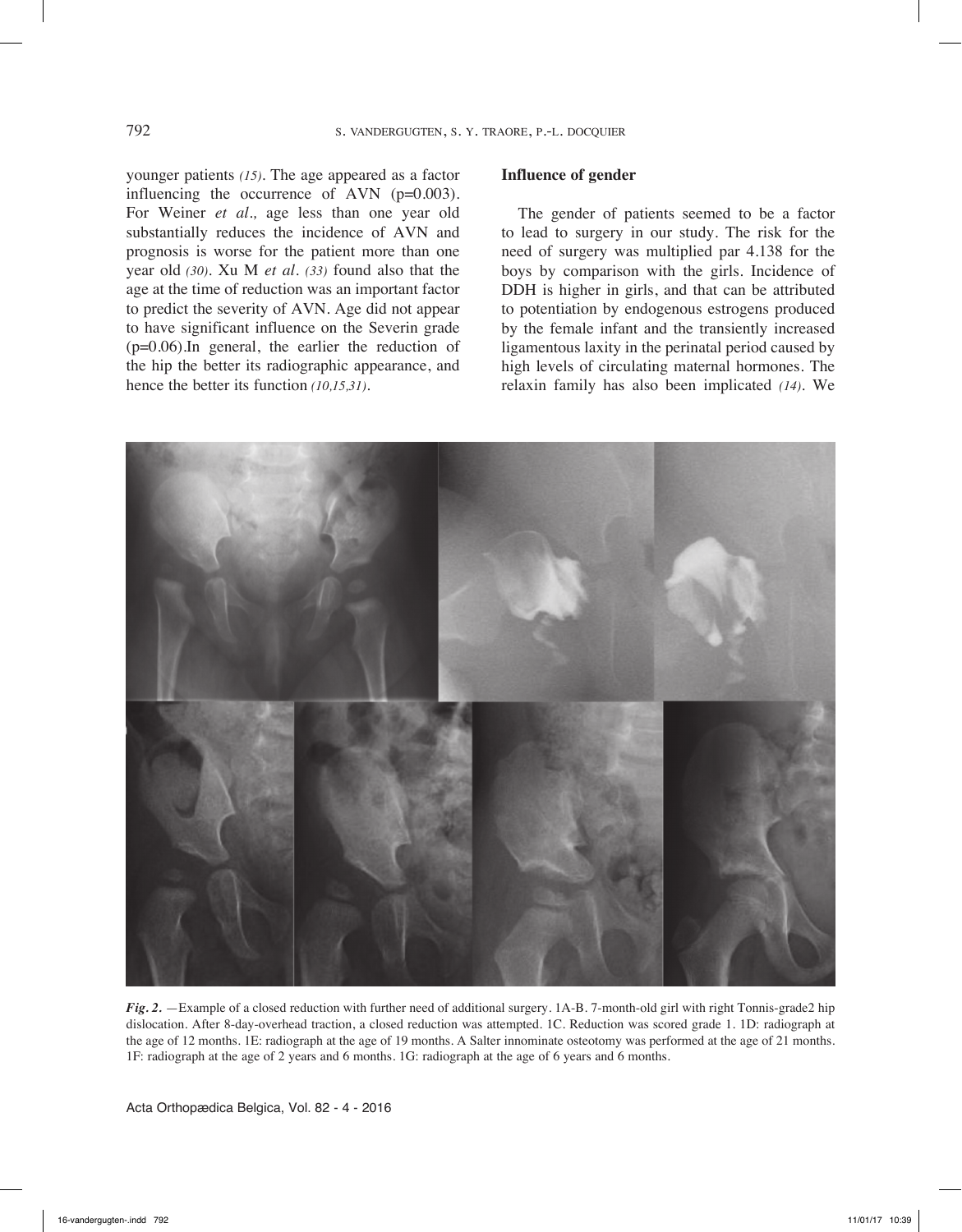younger patients (15). The age appeared as a factor influencing the occurrence of AVN ($p=0.003$). For Weiner *et al.,* age less than one year old substantially reduces the incidence of AVN and prognosis is worse for the patient more than one year old (30). Xu M *et al.* (33) found also that the age at the time of reduction was an important factor to predict the severity of AVN. Age did not appear to have significant influence on the Severin grade ($p=0.06$).In general, the earlier the reduction of the hip the better its radiographic appearance, and hence the better its function (10,15,31).

**Influence of gender**

The gender of patients seemed to be a factor to lead to surgery in our study. The risk for the need of surgery was multiplied par 4.138 for the boys by comparison with the girls. Incidence of DDH is higher in girls, and that can be attributed to potentiation by endogenous estrogens produced by the female infant and the transiently increased ligamentous laxity in the perinatal period caused by high levels of circulating maternal hormones. The relaxin family has also been implicated (14). We

***Fig. 2.*** —Example of a closed reduction with further need of additional surgery. 1A-B. 7-month-old girl with right Tonnis-grade2 hip dislocation. After 8-day-overhead traction, a closed reduction was attempted. 1C. Reduction was scored grade 1. 1D: radiograph at the age of 12 months. 1E: radiograph at the age of 19 months. A Salter innominate osteotomy was performed at the age of 21 months. 1F: radiograph at the age of 2 years and 6 months. 1G: radiograph at the age of 6 years and 6 months.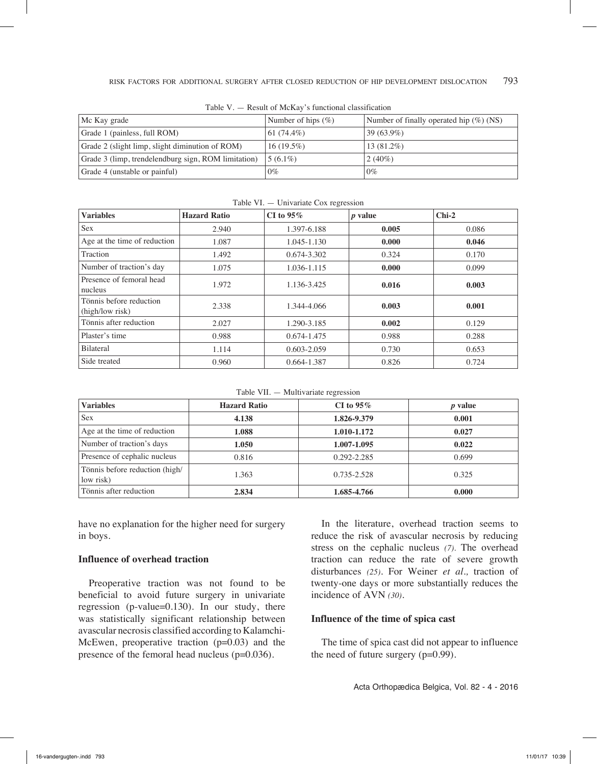Table V. — Result of McKay's functional classification

| Mc Kay grade | Number of hips (%) | Number of finally operated hip (%) (NS) |
|---|---|---|
| Grade 1 (painless, full ROM) | 61 (74.4%) | 39 (63.9%) |
| Grade 2 (slight limp, slight diminution of ROM) | 16 (19.5%) | 13 (81.2%) |
| Grade 3 (limp, trendelendburg sign, ROM limitation) | 5 (6.1%) | 2 (40%) |
| Grade 4 (unstable or painful) | 0% | 0% |

Table VI. — Univariate Cox regression

| **Variables** | **Hazard Ratio** | **CI to 95%** | ***p* value** | **Chi-2** |
|---|---|---|---|---|
| Sex | 2.940 | 1.397-6.188 | **0.005** | 0.086 |
| Age at the time of reduction | 1.087 | 1.045-1.130 | **0.000** | **0.046** |
| Traction | 1.492 | 0.674-3.302 | 0.324 | 0.170 |
| Number of traction's day | 1.075 | 1.036-1.115 | **0.000** | 0.099 |
| Presence of femoral head nucleus | 1.972 | 1.136-3.425 | **0.016** | **0.003** |
| Tönnis before reduction (high/low risk) | 2.338 | 1.344-4.066 | **0.003** | **0.001** |
| Tönnis after reduction | 2.027 | 1.290-3.185 | **0.002** | 0.129 |
| Plaster's time | 0.988 | 0.674-1.475 | 0.988 | 0.288 |
| Bilateral | 1.114 | 0.603-2.059 | 0.730 | 0.653 |
| Side treated | 0.960 | 0.664-1.387 | 0.826 | 0.724 |

Table VII. — Multivariate regression

| **Variables** | **Hazard Ratio** | **CI to 95%** | ***p* value** |
|---|---|---|---|
| Sex | **4.138** | **1.826-9.379** | **0.001** |
| Age at the time of reduction | **1.088** | **1.010-1.172** | **0.027** |
| Number of traction's days | **1.050** | **1.007-1.095** | **0.022** |
| Presence of cephalic nucleus | 0.816 | 0.292-2.285 | 0.699 |
| Tönnis before reduction (high/low risk) | 1.363 | 0.735-2.528 | 0.325 |
| Tönnis after reduction | **2.834** | **1.685-4.766** | **0.000** |

have no explanation for the higher need for surgery in boys.

### Influence of overhead traction

Preoperative traction was not found to be beneficial to avoid future surgery in univariate regression (p-value=0.130). In our study, there was statistically significant relationship between avascular necrosis classified according to Kalamchi-McEwen, preoperative traction (p=0.03) and the presence of the femoral head nucleus (p=0.036).

In the literature, overhead traction seems to reduce the risk of avascular necrosis by reducing stress on the cephalic nucleus *(7)*. The overhead traction can reduce the rate of severe growth disturbances *(25)*. For Weiner *et al.,* traction of twenty-one days or more substantially reduces the incidence of AVN *(30)*.

### Influence of the time of spica cast

The time of spica cast did not appear to influence the need of future surgery (p=0.99).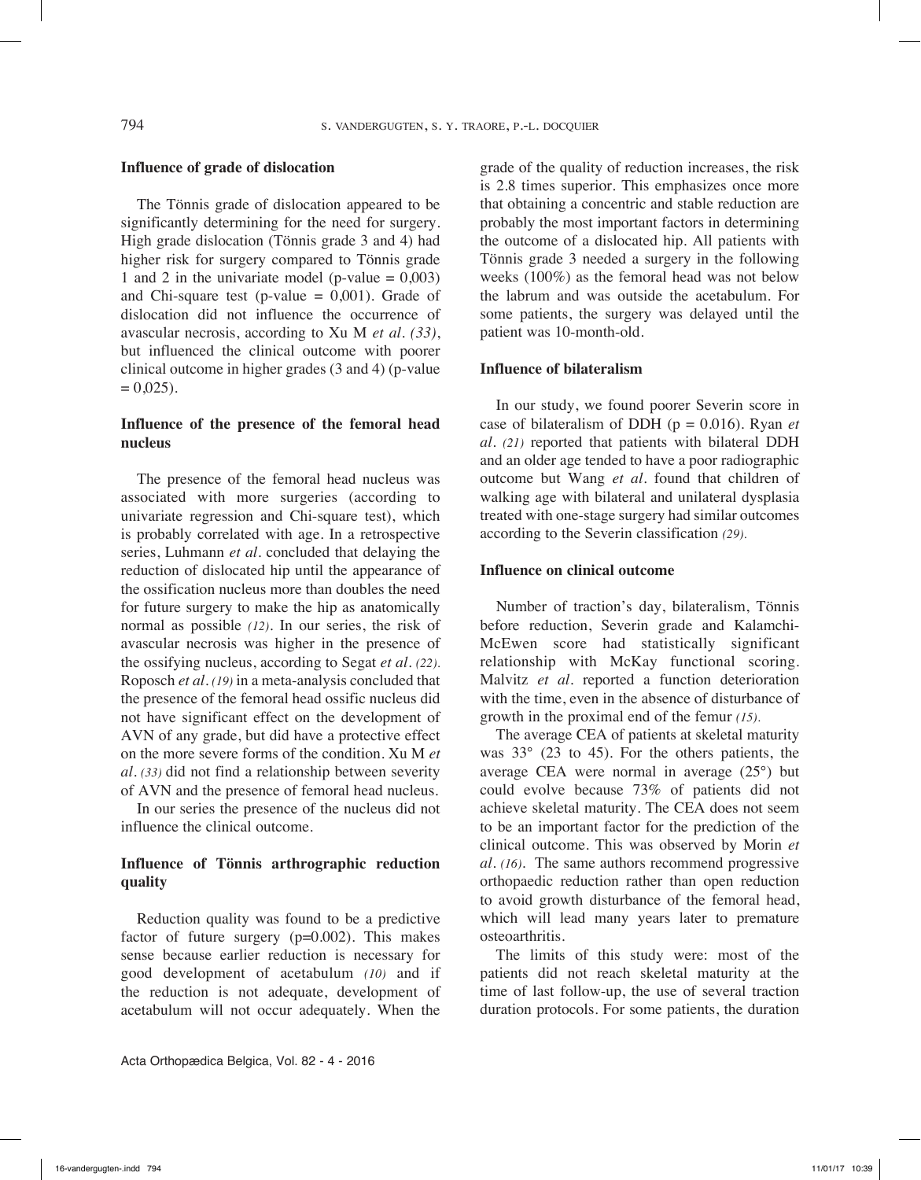### Influence of grade of dislocation

The Tönnis grade of dislocation appeared to be significantly determining for the need for surgery. High grade dislocation (Tönnis grade 3 and 4) had higher risk for surgery compared to Tönnis grade 1 and 2 in the univariate model (p-value = 0,003) and Chi-square test (p-value = 0,001). Grade of dislocation did not influence the occurrence of avascular necrosis, according to Xu M *et al. (33)*, but influenced the clinical outcome with poorer clinical outcome in higher grades (3 and 4) (p-value = 0,025).

### Influence of the presence of the femoral head nucleus

The presence of the femoral head nucleus was associated with more surgeries (according to univariate regression and Chi-square test), which is probably correlated with age. In a retrospective series, Luhmann *et al.* concluded that delaying the reduction of dislocated hip until the appearance of the ossification nucleus more than doubles the need for future surgery to make the hip as anatomically normal as possible *(12)*. In our series, the risk of avascular necrosis was higher in the presence of the ossifying nucleus, according to Segat *et al. (22).* Roposch *et al. (19)* in a meta-analysis concluded that the presence of the femoral head ossific nucleus did not have significant effect on the development of AVN of any grade, but did have a protective effect on the more severe forms of the condition. Xu M *et al. (33)* did not find a relationship between severity of AVN and the presence of femoral head nucleus.

In our series the presence of the nucleus did not influence the clinical outcome.

### Influence of Tönnis arthrographic reduction quality

Reduction quality was found to be a predictive factor of future surgery (p=0.002). This makes sense because earlier reduction is necessary for good development of acetabulum *(10)* and if the reduction is not adequate, development of acetabulum will not occur adequately. When the grade of the quality of reduction increases, the risk is 2.8 times superior. This emphasizes once more that obtaining a concentric and stable reduction are probably the most important factors in determining the outcome of a dislocated hip. All patients with Tönnis grade 3 needed a surgery in the following weeks (100%) as the femoral head was not below the labrum and was outside the acetabulum. For some patients, the surgery was delayed until the patient was 10-month-old.

### Influence of bilateralism

In our study, we found poorer Severin score in case of bilateralism of DDH (p = 0.016). Ryan *et al. (21)* reported that patients with bilateral DDH and an older age tended to have a poor radiographic outcome but Wang *et al.* found that children of walking age with bilateral and unilateral dysplasia treated with one-stage surgery had similar outcomes according to the Severin classification *(29).*

### Influence on clinical outcome

Number of traction's day, bilateralism, Tönnis before reduction, Severin grade and Kalamchi-McEwen score had statistically significant relationship with McKay functional scoring. Malvitz *et al.* reported a function deterioration with the time, even in the absence of disturbance of growth in the proximal end of the femur *(15).*

The average CEA of patients at skeletal maturity was 33° (23 to 45). For the others patients, the average CEA were normal in average (25°) but could evolve because 73% of patients did not achieve skeletal maturity. The CEA does not seem to be an important factor for the prediction of the clinical outcome. This was observed by Morin *et al. (16)*. The same authors recommend progressive orthopaedic reduction rather than open reduction to avoid growth disturbance of the femoral head, which will lead many years later to premature osteoarthritis.

The limits of this study were: most of the patients did not reach skeletal maturity at the time of last follow-up, the use of several traction duration protocols. For some patients, the duration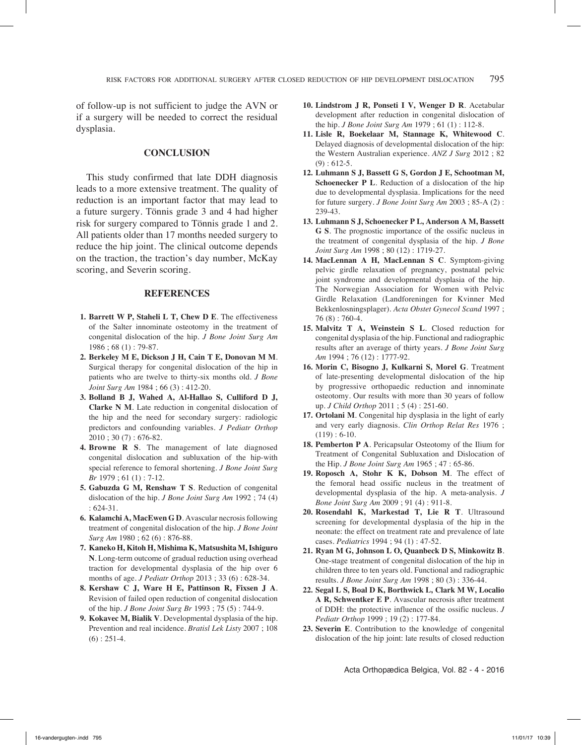of follow-up is not sufficient to judge the AVN or if a surgery will be needed to correct the residual dysplasia.

## CONCLUSION

This study confirmed that late DDH diagnosis leads to a more extensive treatment. The quality of reduction is an important factor that may lead to a future surgery. Tönnis grade 3 and 4 had higher risk for surgery compared to Tönnis grade 1 and 2. All patients older than 17 months needed surgery to reduce the hip joint. The clinical outcome depends on the traction, the traction's day number, McKay scoring, and Severin scoring.

## REFERENCES

1. **Barrett W P, Staheli L T, Chew D E**. The effectiveness of the Salter innominate osteotomy in the treatment of congenital dislocation of the hip. *J Bone Joint Surg Am* 1986 ; 68 (1) : 79-87.
2. **Berkeley M E, Dickson J H, Cain T E, Donovan M M**. Surgical therapy for congenital dislocation of the hip in patients who are twelve to thirty-six months old. *J Bone Joint Surg Am* 1984 ; 66 (3) : 412-20.
3. **Bolland B J, Wahed A, Al-Hallao S, Culliford D J, Clarke N M**. Late reduction in congenital dislocation of the hip and the need for secondary surgery: radiologic predictors and confounding variables. *J Pediatr Orthop* 2010 ; 30 (7) : 676-82.
4. **Browne R S**. The management of late diagnosed congenital dislocation and subluxation of the hip-with special reference to femoral shortening. *J Bone Joint Surg Br* 1979 ; 61 (1) : 7-12.
5. **Gabuzda G M, Renshaw T S**. Reduction of congenital dislocation of the hip. *J Bone Joint Surg Am* 1992 ; 74 (4) : 624-31.
6. **Kalamchi A, MacEwen G D**. Avascular necrosis following treatment of congenital dislocation of the hip. *J Bone Joint Surg Am* 1980 ; 62 (6) : 876-88.
7. **Kaneko H, Kitoh H, Mishima K, Matsushita M, Ishiguro N**. Long-term outcome of gradual reduction using overhead traction for developmental dysplasia of the hip over 6 months of age. *J Pediatr Orthop* 2013 ; 33 (6) : 628-34.
8. **Kershaw C J, Ware H E, Pattinson R, Fixsen J A**. Revision of failed open reduction of congenital dislocation of the hip. *J Bone Joint Surg Br* 1993 ; 75 (5) : 744-9.
9. **Kokavec M, Bialik V**. Developmental dysplasia of the hip. Prevention and real incidence. *Bratisl Lek Listy* 2007 ; 108 (6) : 251-4.
10. **Lindstrom J R, Ponseti I V, Wenger D R**. Acetabular development after reduction in congenital dislocation of the hip. *J Bone Joint Surg Am* 1979 ; 61 (1) : 112-8.
11. **Lisle R, Boekelaar M, Stannage K, Whitewood C**. Delayed diagnosis of developmental dislocation of the hip: the Western Australian experience. *ANZ J Surg* 2012 ; 82 (9) : 612-5.
12. **Luhmann S J, Bassett G S, Gordon J E, Schootman M, Schoenecker P L**. Reduction of a dislocation of the hip due to developmental dysplasia. Implications for the need for future surgery. *J Bone Joint Surg Am* 2003 ; 85-A (2) : 239-43.
13. **Luhmann S J, Schoenecker P L, Anderson A M, Bassett G S**. The prognostic importance of the ossific nucleus in the treatment of congenital dysplasia of the hip. *J Bone Joint Surg Am* 1998 ; 80 (12) : 1719-27.
14. **MacLennan A H, MacLennan S C**. Symptom-giving pelvic girdle relaxation of pregnancy, postnatal pelvic joint syndrome and developmental dysplasia of the hip. The Norwegian Association for Women with Pelvic Girdle Relaxation (Landforeningen for Kvinner Med Bekkenlosningsplager). *Acta Obstet Gynecol Scand* 1997 ; 76 (8) : 760-4.
15. **Malvitz T A, Weinstein S L**. Closed reduction for congenital dysplasia of the hip. Functional and radiographic results after an average of thirty years. *J Bone Joint Surg Am* 1994 ; 76 (12) : 1777-92.
16. **Morin C, Bisogno J, Kulkarni S, Morel G**. Treatment of late-presenting developmental dislocation of the hip by progressive orthopaedic reduction and innominate osteotomy. Our results with more than 30 years of follow up. *J Child Orthop* 2011 ; 5 (4) : 251-60.
17. **Ortolani M**. Congenital hip dysplasia in the light of early and very early diagnosis. *Clin Orthop Relat Res* 1976 ; (119) : 6-10.
18. **Pemberton P A**. Pericapsular Osteotomy of the Ilium for Treatment of Congenital Subluxation and Dislocation of the Hip. *J Bone Joint Surg Am* 1965 ; 47 : 65-86.
19. **Roposch A, Stohr K K, Dobson M**. The effect of the femoral head ossific nucleus in the treatment of developmental dysplasia of the hip. A meta-analysis. *J Bone Joint Surg Am* 2009 ; 91 (4) : 911-8.
20. **Rosendahl K, Markestad T, Lie R T**. Ultrasound screening for developmental dysplasia of the hip in the neonate: the effect on treatment rate and prevalence of late cases. *Pediatrics* 1994 ; 94 (1) : 47-52.
21. **Ryan M G, Johnson L O, Quanbeck D S, Minkowitz B**. One-stage treatment of congenital dislocation of the hip in children three to ten years old. Functional and radiographic results. *J Bone Joint Surg Am* 1998 ; 80 (3) : 336-44.
22. **Segal L S, Boal D K, Borthwick L, Clark M W, Localio A R, Schwentker E P**. Avascular necrosis after treatment of DDH: the protective influence of the ossific nucleus. *J Pediatr Orthop* 1999 ; 19 (2) : 177-84.
23. **Severin E**. Contribution to the knowledge of congenital dislocation of the hip joint: late results of closed reduction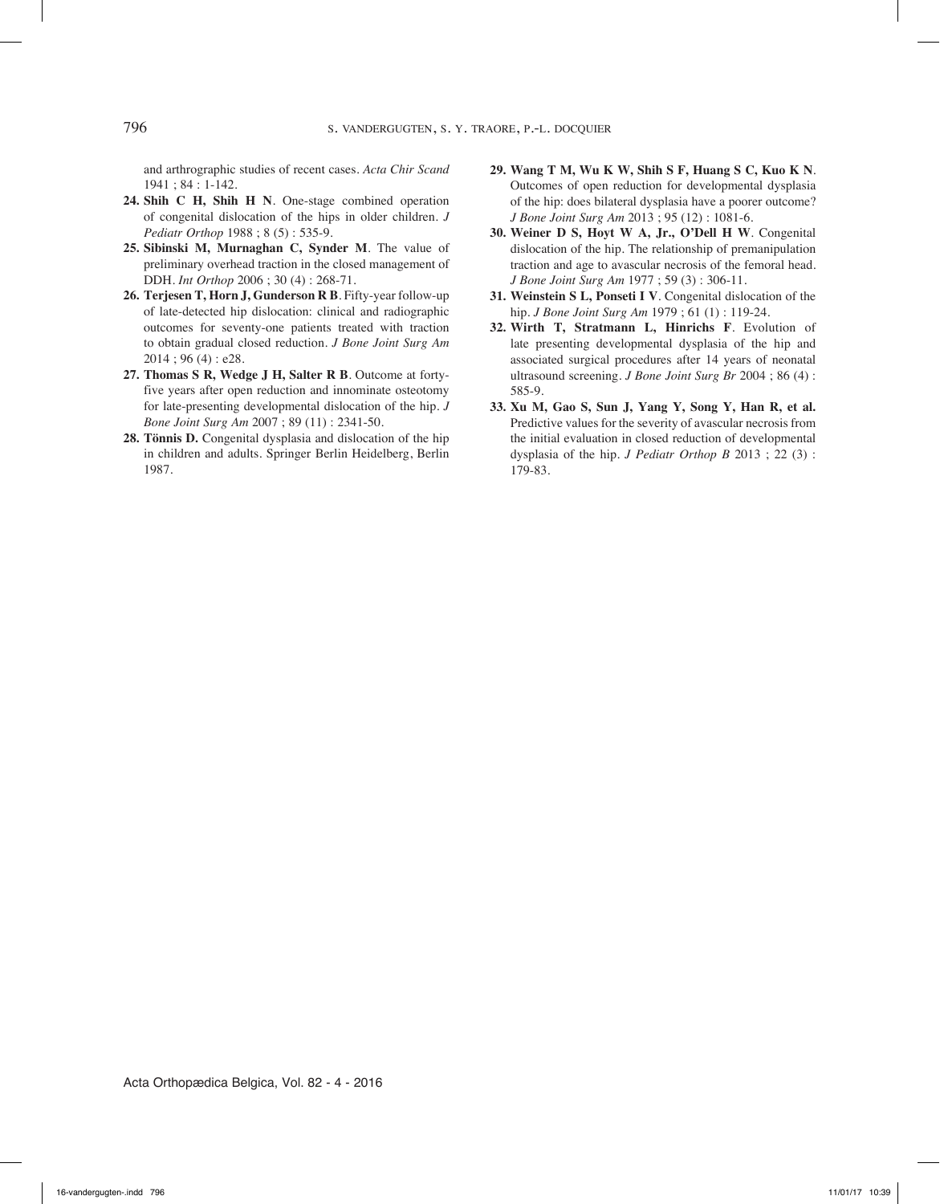and arthrographic studies of recent cases. *Acta Chir Scand* 1941 ; 84 : 1-142.

**24. Shih C H, Shih H N**. One-stage combined operation of congenital dislocation of the hips in older children. *J Pediatr Orthop* 1988 ; 8 (5) : 535-9.

**25. Sibinski M, Murnaghan C, Synder M**. The value of preliminary overhead traction in the closed management of DDH. *Int Orthop* 2006 ; 30 (4) : 268-71.

**26. Terjesen T, Horn J, Gunderson R B**. Fifty-year follow-up of late-detected hip dislocation: clinical and radiographic outcomes for seventy-one patients treated with traction to obtain gradual closed reduction. *J Bone Joint Surg Am* 2014 ; 96 (4) : e28.

**27. Thomas S R, Wedge J H, Salter R B**. Outcome at forty-five years after open reduction and innominate osteotomy for late-presenting developmental dislocation of the hip. *J Bone Joint Surg Am* 2007 ; 89 (11) : 2341-50.

**28. Tönnis D.** Congenital dysplasia and dislocation of the hip in children and adults. Springer Berlin Heidelberg, Berlin 1987.

**29. Wang T M, Wu K W, Shih S F, Huang S C, Kuo K N**. Outcomes of open reduction for developmental dysplasia of the hip: does bilateral dysplasia have a poorer outcome? *J Bone Joint Surg Am* 2013 ; 95 (12) : 1081-6.

**30. Weiner D S, Hoyt W A, Jr., O'Dell H W**. Congenital dislocation of the hip. The relationship of premanipulation traction and age to avascular necrosis of the femoral head. *J Bone Joint Surg Am* 1977 ; 59 (3) : 306-11.

**31. Weinstein S L, Ponseti I V**. Congenital dislocation of the hip. *J Bone Joint Surg Am* 1979 ; 61 (1) : 119-24.

**32. Wirth T, Stratmann L, Hinrichs F**. Evolution of late presenting developmental dysplasia of the hip and associated surgical procedures after 14 years of neonatal ultrasound screening. *J Bone Joint Surg Br* 2004 ; 86 (4) : 585-9.

**33. Xu M, Gao S, Sun J, Yang Y, Song Y, Han R, et al.** Predictive values for the severity of avascular necrosis from the initial evaluation in closed reduction of developmental dysplasia of the hip. *J Pediatr Orthop B* 2013 ; 22 (3) : 179-83.